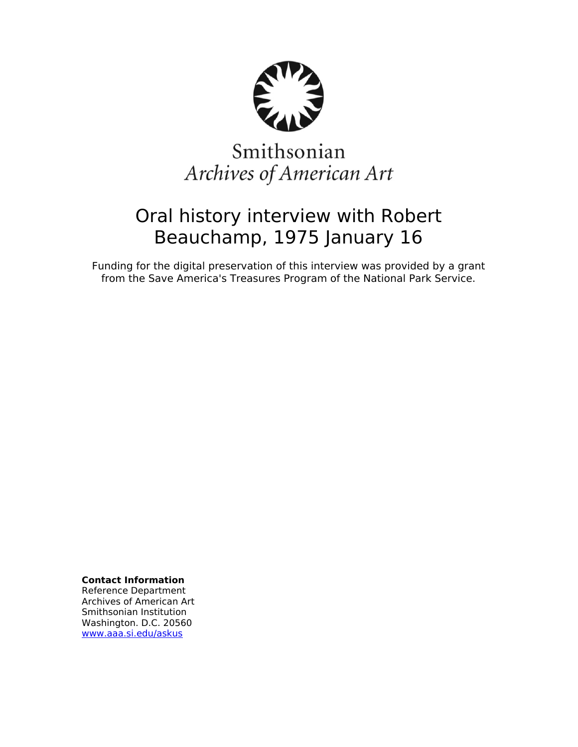Smithsonian
*Archives of American Art*

# Oral history interview with Robert Beauchamp, 1975 January 16

Funding for the digital preservation of this interview was provided by a grant from the Save America's Treasures Program of the National Park Service.

**Contact Information**
Reference Department
Archives of American Art
Smithsonian Institution
Washington. D.C. 20560
[www.aaa.si.edu/askus](http://www.aaa.si.edu/askus)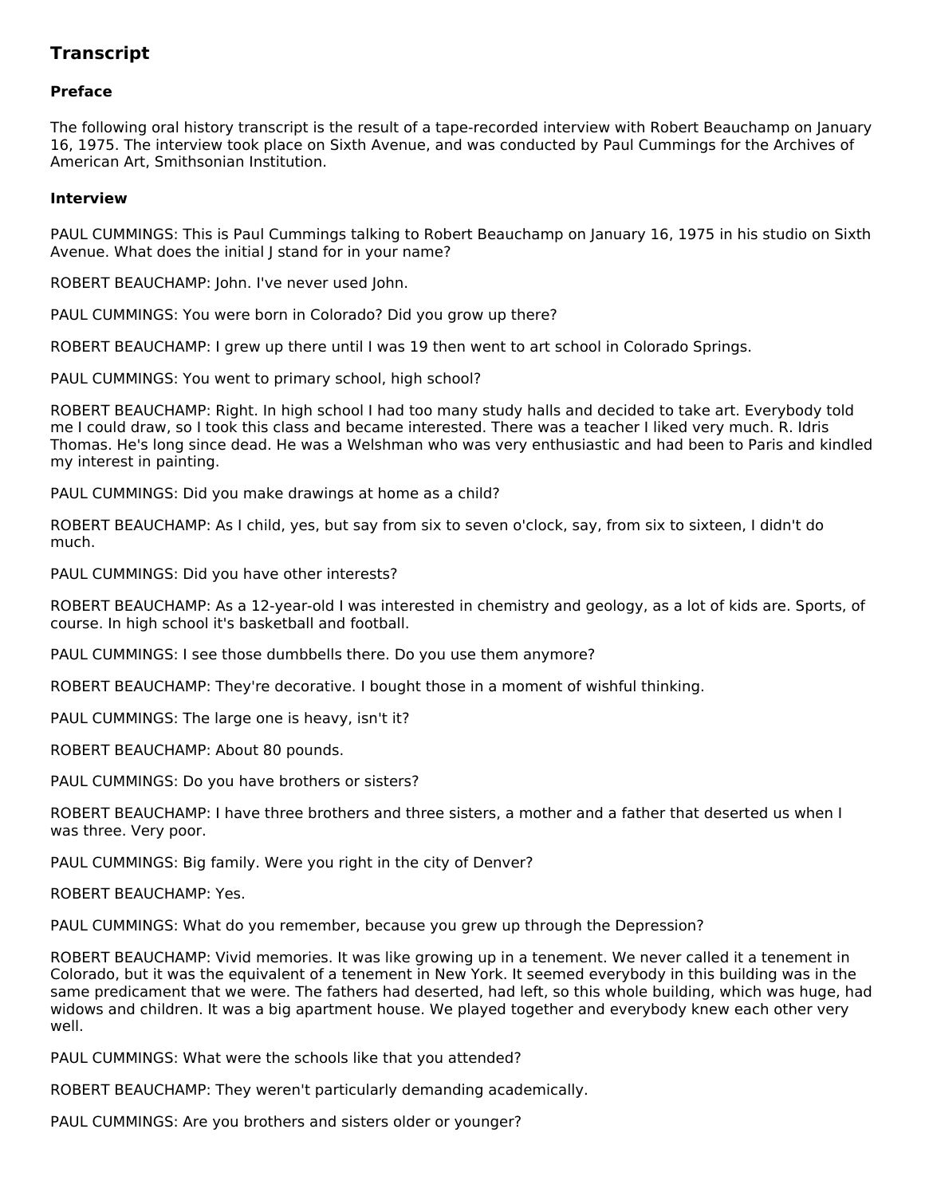## Transcript

### Preface

The following oral history transcript is the result of a tape-recorded interview with Robert Beauchamp on January 16, 1975. The interview took place on Sixth Avenue, and was conducted by Paul Cummings for the Archives of American Art, Smithsonian Institution.

### Interview

PAUL CUMMINGS: This is Paul Cummings talking to Robert Beauchamp on January 16, 1975 in his studio on Sixth Avenue. What does the initial J stand for in your name?

ROBERT BEAUCHAMP: John. I've never used John.

PAUL CUMMINGS: You were born in Colorado? Did you grow up there?

ROBERT BEAUCHAMP: I grew up there until I was 19 then went to art school in Colorado Springs.

PAUL CUMMINGS: You went to primary school, high school?

ROBERT BEAUCHAMP: Right. In high school I had too many study halls and decided to take art. Everybody told me I could draw, so I took this class and became interested. There was a teacher I liked very much. R. Idris Thomas. He's long since dead. He was a Welshman who was very enthusiastic and had been to Paris and kindled my interest in painting.

PAUL CUMMINGS: Did you make drawings at home as a child?

ROBERT BEAUCHAMP: As I child, yes, but say from six to seven o'clock, say, from six to sixteen, I didn't do much.

PAUL CUMMINGS: Did you have other interests?

ROBERT BEAUCHAMP: As a 12-year-old I was interested in chemistry and geology, as a lot of kids are. Sports, of course. In high school it's basketball and football.

PAUL CUMMINGS: I see those dumbbells there. Do you use them anymore?

ROBERT BEAUCHAMP: They're decorative. I bought those in a moment of wishful thinking.

PAUL CUMMINGS: The large one is heavy, isn't it?

ROBERT BEAUCHAMP: About 80 pounds.

PAUL CUMMINGS: Do you have brothers or sisters?

ROBERT BEAUCHAMP: I have three brothers and three sisters, a mother and a father that deserted us when I was three. Very poor.

PAUL CUMMINGS: Big family. Were you right in the city of Denver?

ROBERT BEAUCHAMP: Yes.

PAUL CUMMINGS: What do you remember, because you grew up through the Depression?

ROBERT BEAUCHAMP: Vivid memories. It was like growing up in a tenement. We never called it a tenement in Colorado, but it was the equivalent of a tenement in New York. It seemed everybody in this building was in the same predicament that we were. The fathers had deserted, had left, so this whole building, which was huge, had widows and children. It was a big apartment house. We played together and everybody knew each other very well.

PAUL CUMMINGS: What were the schools like that you attended?

ROBERT BEAUCHAMP: They weren't particularly demanding academically.

PAUL CUMMINGS: Are you brothers and sisters older or younger?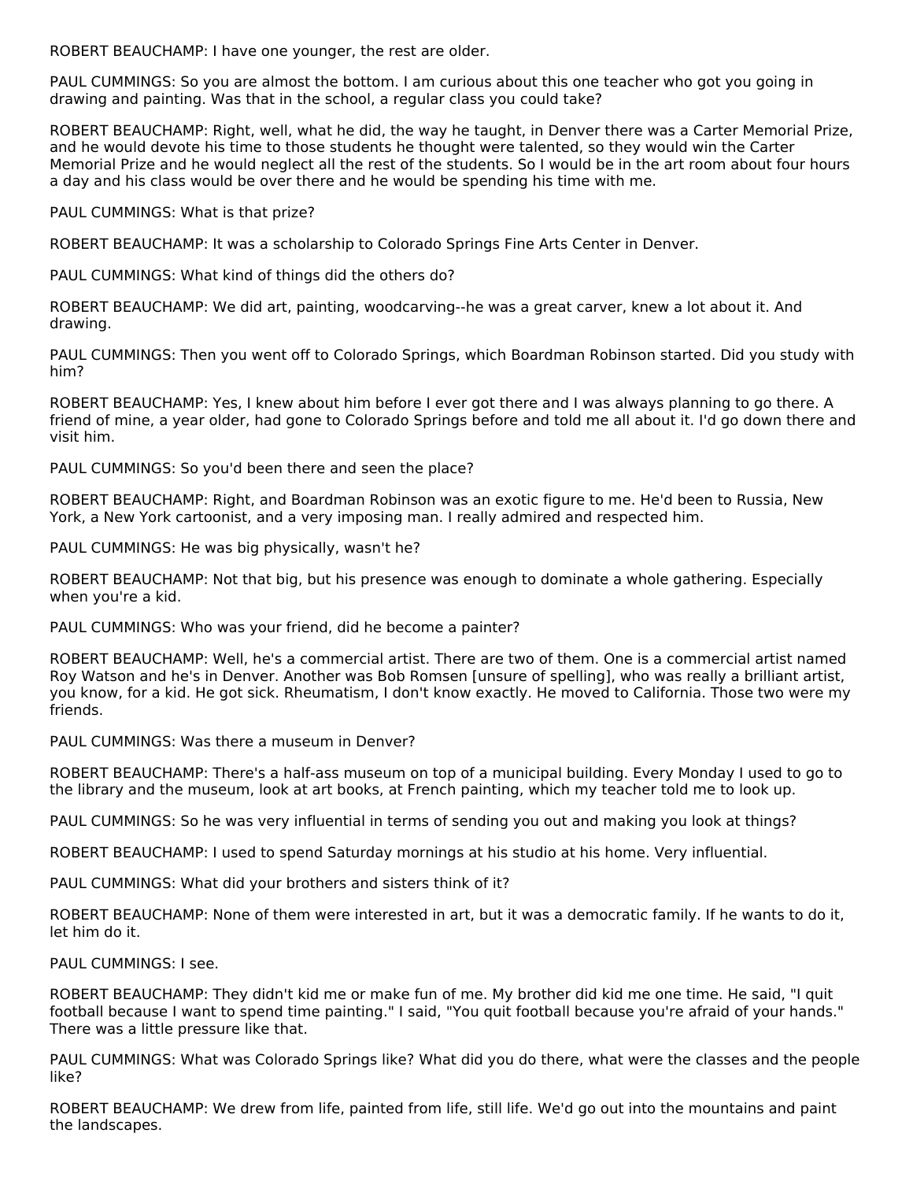ROBERT BEAUCHAMP: I have one younger, the rest are older.

PAUL CUMMINGS: So you are almost the bottom. I am curious about this one teacher who got you going in drawing and painting. Was that in the school, a regular class you could take?

ROBERT BEAUCHAMP: Right, well, what he did, the way he taught, in Denver there was a Carter Memorial Prize, and he would devote his time to those students he thought were talented, so they would win the Carter Memorial Prize and he would neglect all the rest of the students. So I would be in the art room about four hours a day and his class would be over there and he would be spending his time with me.

PAUL CUMMINGS: What is that prize?

ROBERT BEAUCHAMP: It was a scholarship to Colorado Springs Fine Arts Center in Denver.

PAUL CUMMINGS: What kind of things did the others do?

ROBERT BEAUCHAMP: We did art, painting, woodcarving--he was a great carver, knew a lot about it. And drawing.

PAUL CUMMINGS: Then you went off to Colorado Springs, which Boardman Robinson started. Did you study with him?

ROBERT BEAUCHAMP: Yes, I knew about him before I ever got there and I was always planning to go there. A friend of mine, a year older, had gone to Colorado Springs before and told me all about it. I'd go down there and visit him.

PAUL CUMMINGS: So you'd been there and seen the place?

ROBERT BEAUCHAMP: Right, and Boardman Robinson was an exotic figure to me. He'd been to Russia, New York, a New York cartoonist, and a very imposing man. I really admired and respected him.

PAUL CUMMINGS: He was big physically, wasn't he?

ROBERT BEAUCHAMP: Not that big, but his presence was enough to dominate a whole gathering. Especially when you're a kid.

PAUL CUMMINGS: Who was your friend, did he become a painter?

ROBERT BEAUCHAMP: Well, he's a commercial artist. There are two of them. One is a commercial artist named Roy Watson and he's in Denver. Another was Bob Romsen [unsure of spelling], who was really a brilliant artist, you know, for a kid. He got sick. Rheumatism, I don't know exactly. He moved to California. Those two were my friends.

PAUL CUMMINGS: Was there a museum in Denver?

ROBERT BEAUCHAMP: There's a half-ass museum on top of a municipal building. Every Monday I used to go to the library and the museum, look at art books, at French painting, which my teacher told me to look up.

PAUL CUMMINGS: So he was very influential in terms of sending you out and making you look at things?

ROBERT BEAUCHAMP: I used to spend Saturday mornings at his studio at his home. Very influential.

PAUL CUMMINGS: What did your brothers and sisters think of it?

ROBERT BEAUCHAMP: None of them were interested in art, but it was a democratic family. If he wants to do it, let him do it.

PAUL CUMMINGS: I see.

ROBERT BEAUCHAMP: They didn't kid me or make fun of me. My brother did kid me one time. He said, "I quit football because I want to spend time painting." I said, "You quit football because you're afraid of your hands." There was a little pressure like that.

PAUL CUMMINGS: What was Colorado Springs like? What did you do there, what were the classes and the people like?

ROBERT BEAUCHAMP: We drew from life, painted from life, still life. We'd go out into the mountains and paint the landscapes.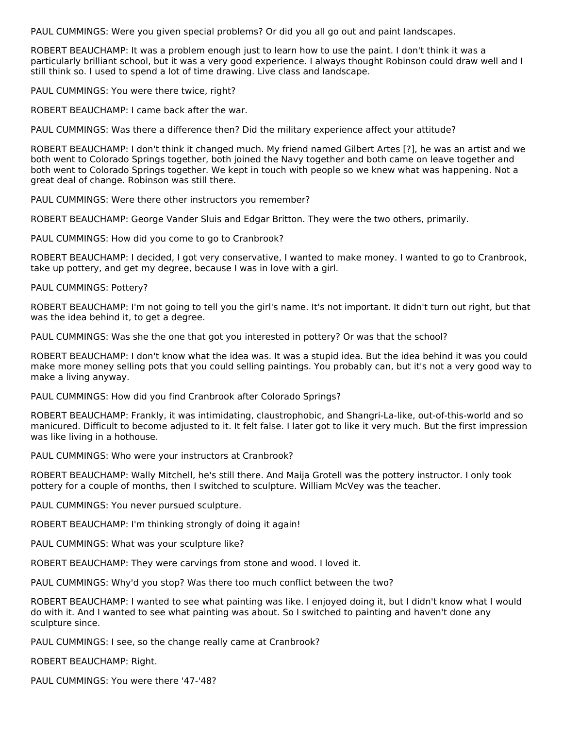PAUL CUMMINGS: Were you given special problems? Or did you all go out and paint landscapes.

ROBERT BEAUCHAMP: It was a problem enough just to learn how to use the paint. I don't think it was a particularly brilliant school, but it was a very good experience. I always thought Robinson could draw well and I still think so. I used to spend a lot of time drawing. Live class and landscape.

PAUL CUMMINGS: You were there twice, right?

ROBERT BEAUCHAMP: I came back after the war.

PAUL CUMMINGS: Was there a difference then? Did the military experience affect your attitude?

ROBERT BEAUCHAMP: I don't think it changed much. My friend named Gilbert Artes [?], he was an artist and we both went to Colorado Springs together, both joined the Navy together and both came on leave together and both went to Colorado Springs together. We kept in touch with people so we knew what was happening. Not a great deal of change. Robinson was still there.

PAUL CUMMINGS: Were there other instructors you remember?

ROBERT BEAUCHAMP: George Vander Sluis and Edgar Britton. They were the two others, primarily.

PAUL CUMMINGS: How did you come to go to Cranbrook?

ROBERT BEAUCHAMP: I decided, I got very conservative, I wanted to make money. I wanted to go to Cranbrook, take up pottery, and get my degree, because I was in love with a girl.

PAUL CUMMINGS: Pottery?

ROBERT BEAUCHAMP: I'm not going to tell you the girl's name. It's not important. It didn't turn out right, but that was the idea behind it, to get a degree.

PAUL CUMMINGS: Was she the one that got you interested in pottery? Or was that the school?

ROBERT BEAUCHAMP: I don't know what the idea was. It was a stupid idea. But the idea behind it was you could make more money selling pots that you could selling paintings. You probably can, but it's not a very good way to make a living anyway.

PAUL CUMMINGS: How did you find Cranbrook after Colorado Springs?

ROBERT BEAUCHAMP: Frankly, it was intimidating, claustrophobic, and Shangri-La-like, out-of-this-world and so manicured. Difficult to become adjusted to it. It felt false. I later got to like it very much. But the first impression was like living in a hothouse.

PAUL CUMMINGS: Who were your instructors at Cranbrook?

ROBERT BEAUCHAMP: Wally Mitchell, he's still there. And Maija Grotell was the pottery instructor. I only took pottery for a couple of months, then I switched to sculpture. William McVey was the teacher.

PAUL CUMMINGS: You never pursued sculpture.

ROBERT BEAUCHAMP: I'm thinking strongly of doing it again!

PAUL CUMMINGS: What was your sculpture like?

ROBERT BEAUCHAMP: They were carvings from stone and wood. I loved it.

PAUL CUMMINGS: Why'd you stop? Was there too much conflict between the two?

ROBERT BEAUCHAMP: I wanted to see what painting was like. I enjoyed doing it, but I didn't know what I would do with it. And I wanted to see what painting was about. So I switched to painting and haven't done any sculpture since.

PAUL CUMMINGS: I see, so the change really came at Cranbrook?

ROBERT BEAUCHAMP: Right.

PAUL CUMMINGS: You were there '47-'48?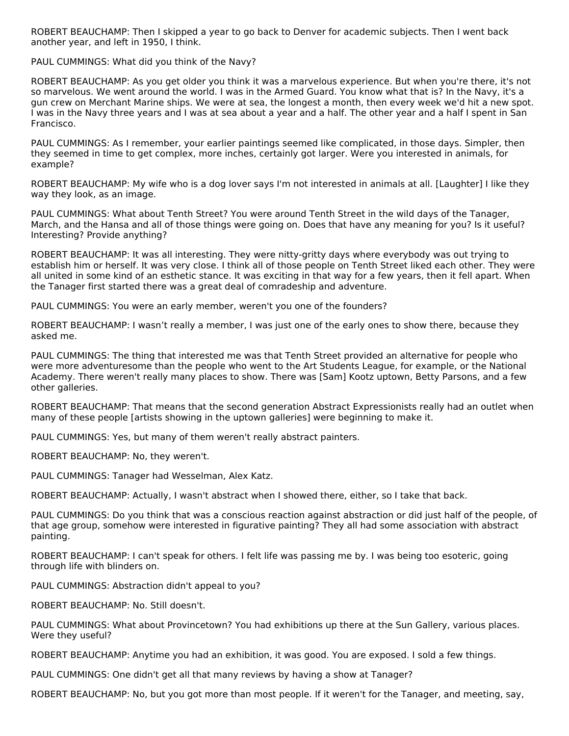ROBERT BEAUCHAMP: Then I skipped a year to go back to Denver for academic subjects. Then I went back another year, and left in 1950, I think.

PAUL CUMMINGS: What did you think of the Navy?

ROBERT BEAUCHAMP: As you get older you think it was a marvelous experience. But when you're there, it's not so marvelous. We went around the world. I was in the Armed Guard. You know what that is? In the Navy, it's a gun crew on Merchant Marine ships. We were at sea, the longest a month, then every week we'd hit a new spot. I was in the Navy three years and I was at sea about a year and a half. The other year and a half I spent in San Francisco.

PAUL CUMMINGS: As I remember, your earlier paintings seemed like complicated, in those days. Simpler, then they seemed in time to get complex, more inches, certainly got larger. Were you interested in animals, for example?

ROBERT BEAUCHAMP: My wife who is a dog lover says I'm not interested in animals at all. [Laughter] I like they way they look, as an image.

PAUL CUMMINGS: What about Tenth Street? You were around Tenth Street in the wild days of the Tanager, March, and the Hansa and all of those things were going on. Does that have any meaning for you? Is it useful? Interesting? Provide anything?

ROBERT BEAUCHAMP: It was all interesting. They were nitty-gritty days where everybody was out trying to establish him or herself. It was very close. I think all of those people on Tenth Street liked each other. They were all united in some kind of an esthetic stance. It was exciting in that way for a few years, then it fell apart. When the Tanager first started there was a great deal of comradeship and adventure.

PAUL CUMMINGS: You were an early member, weren't you one of the founders?

ROBERT BEAUCHAMP: I wasn't really a member, I was just one of the early ones to show there, because they asked me.

PAUL CUMMINGS: The thing that interested me was that Tenth Street provided an alternative for people who were more adventuresome than the people who went to the Art Students League, for example, or the National Academy. There weren't really many places to show. There was [Sam] Kootz uptown, Betty Parsons, and a few other galleries.

ROBERT BEAUCHAMP: That means that the second generation Abstract Expressionists really had an outlet when many of these people [artists showing in the uptown galleries] were beginning to make it.

PAUL CUMMINGS: Yes, but many of them weren't really abstract painters.

ROBERT BEAUCHAMP: No, they weren't.

PAUL CUMMINGS: Tanager had Wesselman, Alex Katz.

ROBERT BEAUCHAMP: Actually, I wasn't abstract when I showed there, either, so I take that back.

PAUL CUMMINGS: Do you think that was a conscious reaction against abstraction or did just half of the people, of that age group, somehow were interested in figurative painting? They all had some association with abstract painting.

ROBERT BEAUCHAMP: I can't speak for others. I felt life was passing me by. I was being too esoteric, going through life with blinders on.

PAUL CUMMINGS: Abstraction didn't appeal to you?

ROBERT BEAUCHAMP: No. Still doesn't.

PAUL CUMMINGS: What about Provincetown? You had exhibitions up there at the Sun Gallery, various places. Were they useful?

ROBERT BEAUCHAMP: Anytime you had an exhibition, it was good. You are exposed. I sold a few things.

PAUL CUMMINGS: One didn't get all that many reviews by having a show at Tanager?

ROBERT BEAUCHAMP: No, but you got more than most people. If it weren't for the Tanager, and meeting, say,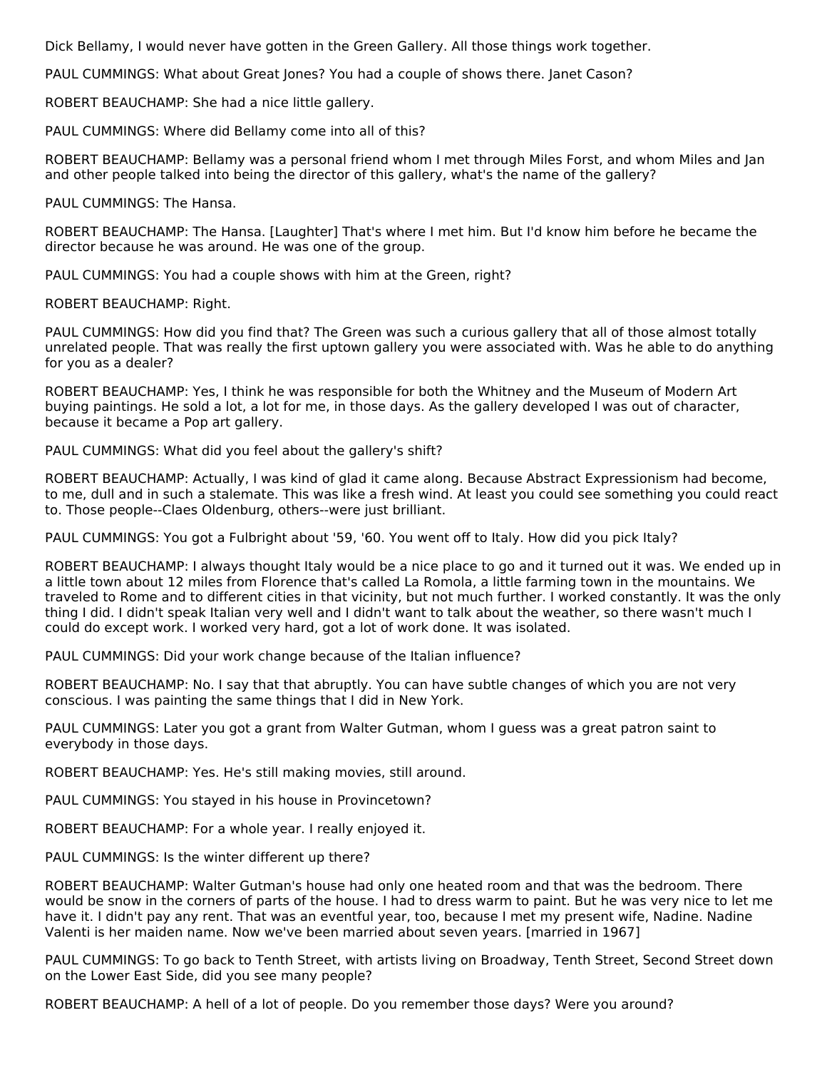Dick Bellamy, I would never have gotten in the Green Gallery. All those things work together.

PAUL CUMMINGS: What about Great Jones? You had a couple of shows there. Janet Cason?

ROBERT BEAUCHAMP: She had a nice little gallery.

PAUL CUMMINGS: Where did Bellamy come into all of this?

ROBERT BEAUCHAMP: Bellamy was a personal friend whom I met through Miles Forst, and whom Miles and Jan and other people talked into being the director of this gallery, what's the name of the gallery?

PAUL CUMMINGS: The Hansa.

ROBERT BEAUCHAMP: The Hansa. [Laughter] That's where I met him. But I'd know him before he became the director because he was around. He was one of the group.

PAUL CUMMINGS: You had a couple shows with him at the Green, right?

ROBERT BEAUCHAMP: Right.

PAUL CUMMINGS: How did you find that? The Green was such a curious gallery that all of those almost totally unrelated people. That was really the first uptown gallery you were associated with. Was he able to do anything for you as a dealer?

ROBERT BEAUCHAMP: Yes, I think he was responsible for both the Whitney and the Museum of Modern Art buying paintings. He sold a lot, a lot for me, in those days. As the gallery developed I was out of character, because it became a Pop art gallery.

PAUL CUMMINGS: What did you feel about the gallery's shift?

ROBERT BEAUCHAMP: Actually, I was kind of glad it came along. Because Abstract Expressionism had become, to me, dull and in such a stalemate. This was like a fresh wind. At least you could see something you could react to. Those people--Claes Oldenburg, others--were just brilliant.

PAUL CUMMINGS: You got a Fulbright about '59, '60. You went off to Italy. How did you pick Italy?

ROBERT BEAUCHAMP: I always thought Italy would be a nice place to go and it turned out it was. We ended up in a little town about 12 miles from Florence that's called La Romola, a little farming town in the mountains. We traveled to Rome and to different cities in that vicinity, but not much further. I worked constantly. It was the only thing I did. I didn't speak Italian very well and I didn't want to talk about the weather, so there wasn't much I could do except work. I worked very hard, got a lot of work done. It was isolated.

PAUL CUMMINGS: Did your work change because of the Italian influence?

ROBERT BEAUCHAMP: No. I say that that abruptly. You can have subtle changes of which you are not very conscious. I was painting the same things that I did in New York.

PAUL CUMMINGS: Later you got a grant from Walter Gutman, whom I guess was a great patron saint to everybody in those days.

ROBERT BEAUCHAMP: Yes. He's still making movies, still around.

PAUL CUMMINGS: You stayed in his house in Provincetown?

ROBERT BEAUCHAMP: For a whole year. I really enjoyed it.

PAUL CUMMINGS: Is the winter different up there?

ROBERT BEAUCHAMP: Walter Gutman's house had only one heated room and that was the bedroom. There would be snow in the corners of parts of the house. I had to dress warm to paint. But he was very nice to let me have it. I didn't pay any rent. That was an eventful year, too, because I met my present wife, Nadine. Nadine Valenti is her maiden name. Now we've been married about seven years. [married in 1967]

PAUL CUMMINGS: To go back to Tenth Street, with artists living on Broadway, Tenth Street, Second Street down on the Lower East Side, did you see many people?

ROBERT BEAUCHAMP: A hell of a lot of people. Do you remember those days? Were you around?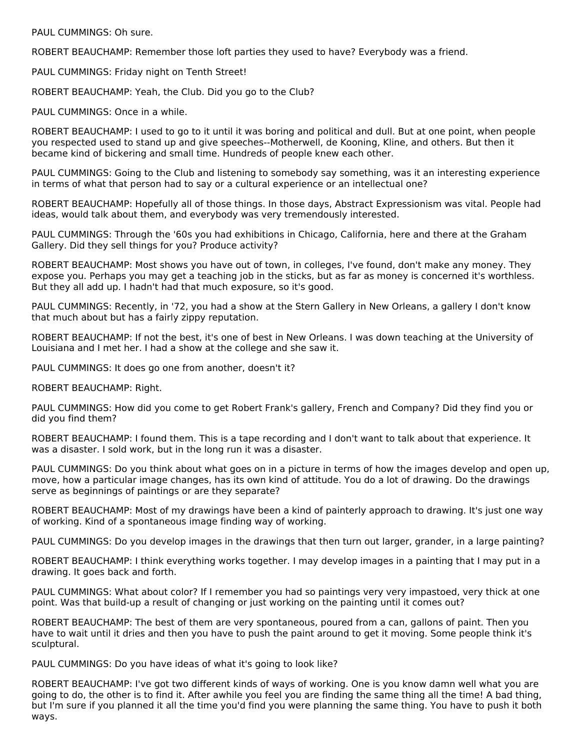PAUL CUMMINGS: Oh sure.

ROBERT BEAUCHAMP: Remember those loft parties they used to have? Everybody was a friend.

PAUL CUMMINGS: Friday night on Tenth Street!

ROBERT BEAUCHAMP: Yeah, the Club. Did you go to the Club?

PAUL CUMMINGS: Once in a while.

ROBERT BEAUCHAMP: I used to go to it until it was boring and political and dull. But at one point, when people you respected used to stand up and give speeches--Motherwell, de Kooning, Kline, and others. But then it became kind of bickering and small time. Hundreds of people knew each other.

PAUL CUMMINGS: Going to the Club and listening to somebody say something, was it an interesting experience in terms of what that person had to say or a cultural experience or an intellectual one?

ROBERT BEAUCHAMP: Hopefully all of those things. In those days, Abstract Expressionism was vital. People had ideas, would talk about them, and everybody was very tremendously interested.

PAUL CUMMINGS: Through the '60s you had exhibitions in Chicago, California, here and there at the Graham Gallery. Did they sell things for you? Produce activity?

ROBERT BEAUCHAMP: Most shows you have out of town, in colleges, I've found, don't make any money. They expose you. Perhaps you may get a teaching job in the sticks, but as far as money is concerned it's worthless. But they all add up. I hadn't had that much exposure, so it's good.

PAUL CUMMINGS: Recently, in '72, you had a show at the Stern Gallery in New Orleans, a gallery I don't know that much about but has a fairly zippy reputation.

ROBERT BEAUCHAMP: If not the best, it's one of best in New Orleans. I was down teaching at the University of Louisiana and I met her. I had a show at the college and she saw it.

PAUL CUMMINGS: It does go one from another, doesn't it?

ROBERT BEAUCHAMP: Right.

PAUL CUMMINGS: How did you come to get Robert Frank's gallery, French and Company? Did they find you or did you find them?

ROBERT BEAUCHAMP: I found them. This is a tape recording and I don't want to talk about that experience. It was a disaster. I sold work, but in the long run it was a disaster.

PAUL CUMMINGS: Do you think about what goes on in a picture in terms of how the images develop and open up, move, how a particular image changes, has its own kind of attitude. You do a lot of drawing. Do the drawings serve as beginnings of paintings or are they separate?

ROBERT BEAUCHAMP: Most of my drawings have been a kind of painterly approach to drawing. It's just one way of working. Kind of a spontaneous image finding way of working.

PAUL CUMMINGS: Do you develop images in the drawings that then turn out larger, grander, in a large painting?

ROBERT BEAUCHAMP: I think everything works together. I may develop images in a painting that I may put in a drawing. It goes back and forth.

PAUL CUMMINGS: What about color? If I remember you had so paintings very very impastoed, very thick at one point. Was that build-up a result of changing or just working on the painting until it comes out?

ROBERT BEAUCHAMP: The best of them are very spontaneous, poured from a can, gallons of paint. Then you have to wait until it dries and then you have to push the paint around to get it moving. Some people think it's sculptural.

PAUL CUMMINGS: Do you have ideas of what it's going to look like?

ROBERT BEAUCHAMP: I've got two different kinds of ways of working. One is you know damn well what you are going to do, the other is to find it. After awhile you feel you are finding the same thing all the time! A bad thing, but I'm sure if you planned it all the time you'd find you were planning the same thing. You have to push it both ways.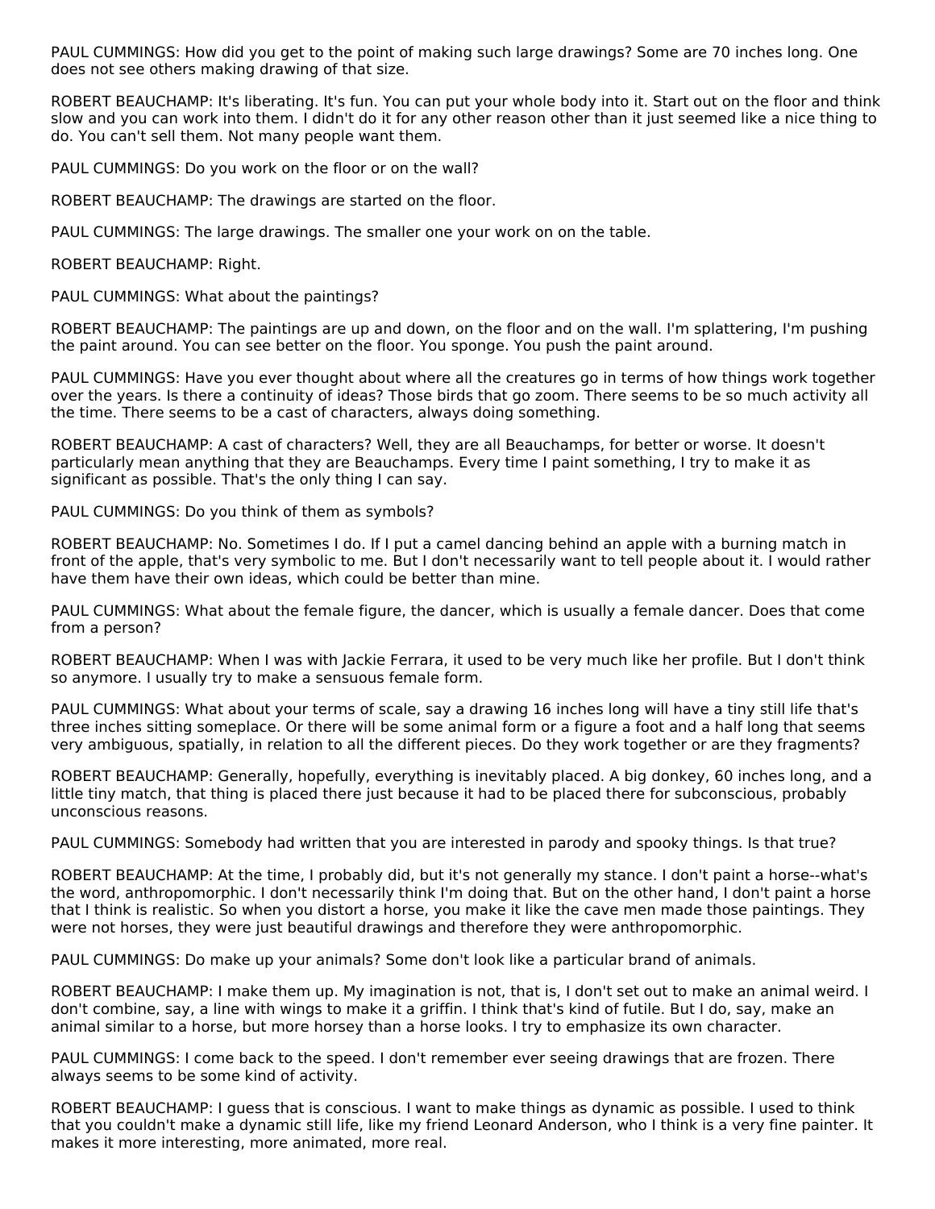PAUL CUMMINGS: How did you get to the point of making such large drawings? Some are 70 inches long. One does not see others making drawing of that size.

ROBERT BEAUCHAMP: It's liberating. It's fun. You can put your whole body into it. Start out on the floor and think slow and you can work into them. I didn't do it for any other reason other than it just seemed like a nice thing to do. You can't sell them. Not many people want them.

PAUL CUMMINGS: Do you work on the floor or on the wall?

ROBERT BEAUCHAMP: The drawings are started on the floor.

PAUL CUMMINGS: The large drawings. The smaller one your work on on the table.

ROBERT BEAUCHAMP: Right.

PAUL CUMMINGS: What about the paintings?

ROBERT BEAUCHAMP: The paintings are up and down, on the floor and on the wall. I'm splattering, I'm pushing the paint around. You can see better on the floor. You sponge. You push the paint around.

PAUL CUMMINGS: Have you ever thought about where all the creatures go in terms of how things work together over the years. Is there a continuity of ideas? Those birds that go zoom. There seems to be so much activity all the time. There seems to be a cast of characters, always doing something.

ROBERT BEAUCHAMP: A cast of characters? Well, they are all Beauchamps, for better or worse. It doesn't particularly mean anything that they are Beauchamps. Every time I paint something, I try to make it as significant as possible. That's the only thing I can say.

PAUL CUMMINGS: Do you think of them as symbols?

ROBERT BEAUCHAMP: No. Sometimes I do. If I put a camel dancing behind an apple with a burning match in front of the apple, that's very symbolic to me. But I don't necessarily want to tell people about it. I would rather have them have their own ideas, which could be better than mine.

PAUL CUMMINGS: What about the female figure, the dancer, which is usually a female dancer. Does that come from a person?

ROBERT BEAUCHAMP: When I was with Jackie Ferrara, it used to be very much like her profile. But I don't think so anymore. I usually try to make a sensuous female form.

PAUL CUMMINGS: What about your terms of scale, say a drawing 16 inches long will have a tiny still life that's three inches sitting someplace. Or there will be some animal form or a figure a foot and a half long that seems very ambiguous, spatially, in relation to all the different pieces. Do they work together or are they fragments?

ROBERT BEAUCHAMP: Generally, hopefully, everything is inevitably placed. A big donkey, 60 inches long, and a little tiny match, that thing is placed there just because it had to be placed there for subconscious, probably unconscious reasons.

PAUL CUMMINGS: Somebody had written that you are interested in parody and spooky things. Is that true?

ROBERT BEAUCHAMP: At the time, I probably did, but it's not generally my stance. I don't paint a horse--what's the word, anthropomorphic. I don't necessarily think I'm doing that. But on the other hand, I don't paint a horse that I think is realistic. So when you distort a horse, you make it like the cave men made those paintings. They were not horses, they were just beautiful drawings and therefore they were anthropomorphic.

PAUL CUMMINGS: Do make up your animals? Some don't look like a particular brand of animals.

ROBERT BEAUCHAMP: I make them up. My imagination is not, that is, I don't set out to make an animal weird. I don't combine, say, a line with wings to make it a griffin. I think that's kind of futile. But I do, say, make an animal similar to a horse, but more horsey than a horse looks. I try to emphasize its own character.

PAUL CUMMINGS: I come back to the speed. I don't remember ever seeing drawings that are frozen. There always seems to be some kind of activity.

ROBERT BEAUCHAMP: I guess that is conscious. I want to make things as dynamic as possible. I used to think that you couldn't make a dynamic still life, like my friend Leonard Anderson, who I think is a very fine painter. It makes it more interesting, more animated, more real.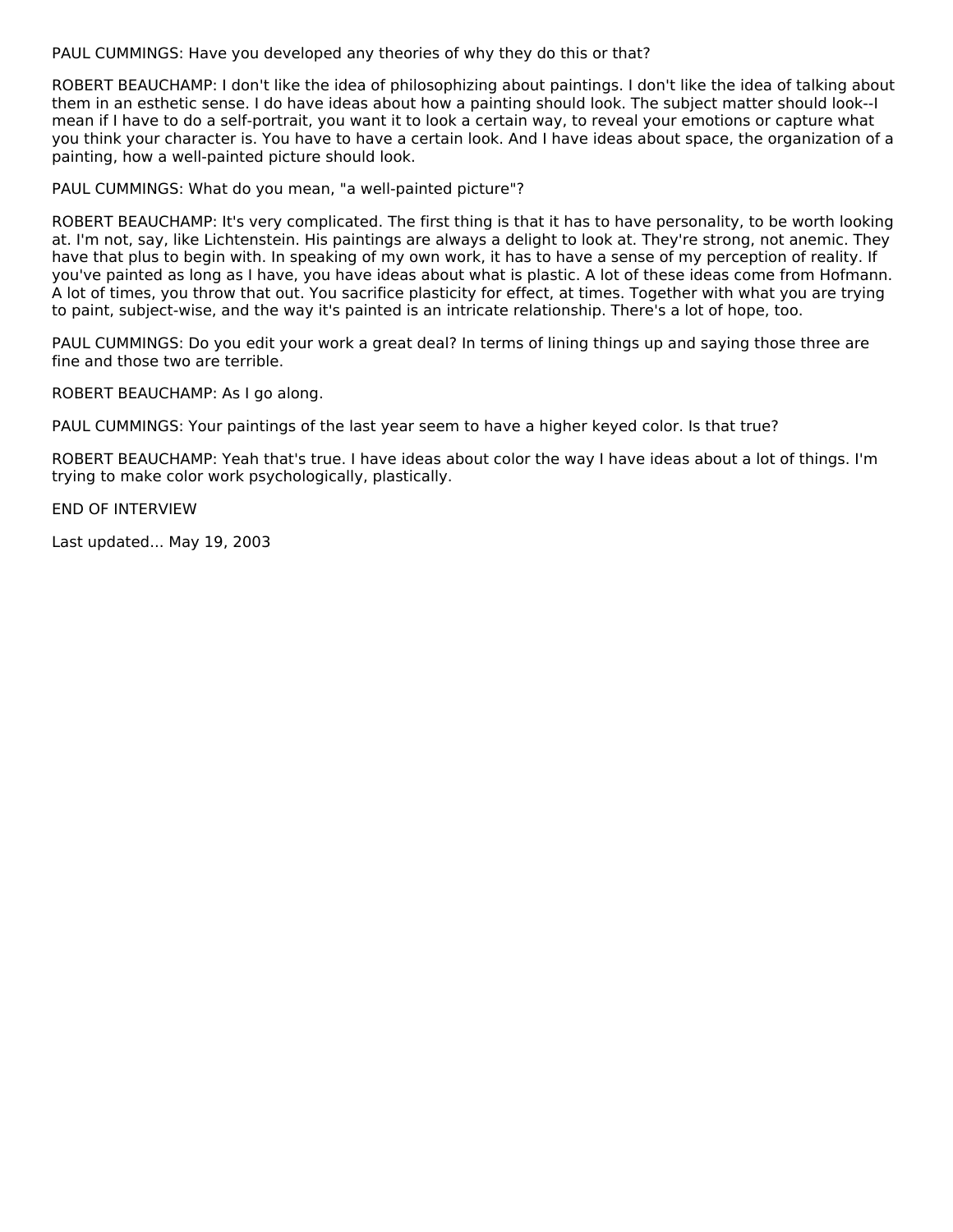PAUL CUMMINGS: Have you developed any theories of why they do this or that?

ROBERT BEAUCHAMP: I don't like the idea of philosophizing about paintings. I don't like the idea of talking about them in an esthetic sense. I do have ideas about how a painting should look. The subject matter should look--I mean if I have to do a self-portrait, you want it to look a certain way, to reveal your emotions or capture what you think your character is. You have to have a certain look. And I have ideas about space, the organization of a painting, how a well-painted picture should look.

PAUL CUMMINGS: What do you mean, "a well-painted picture"?

ROBERT BEAUCHAMP: It's very complicated. The first thing is that it has to have personality, to be worth looking at. I'm not, say, like Lichtenstein. His paintings are always a delight to look at. They're strong, not anemic. They have that plus to begin with. In speaking of my own work, it has to have a sense of my perception of reality. If you've painted as long as I have, you have ideas about what is plastic. A lot of these ideas come from Hofmann. A lot of times, you throw that out. You sacrifice plasticity for effect, at times. Together with what you are trying to paint, subject-wise, and the way it's painted is an intricate relationship. There's a lot of hope, too.

PAUL CUMMINGS: Do you edit your work a great deal? In terms of lining things up and saying those three are fine and those two are terrible.

ROBERT BEAUCHAMP: As I go along.

PAUL CUMMINGS: Your paintings of the last year seem to have a higher keyed color. Is that true?

ROBERT BEAUCHAMP: Yeah that's true. I have ideas about color the way I have ideas about a lot of things. I'm trying to make color work psychologically, plastically.

END OF INTERVIEW

Last updated... May 19, 2003